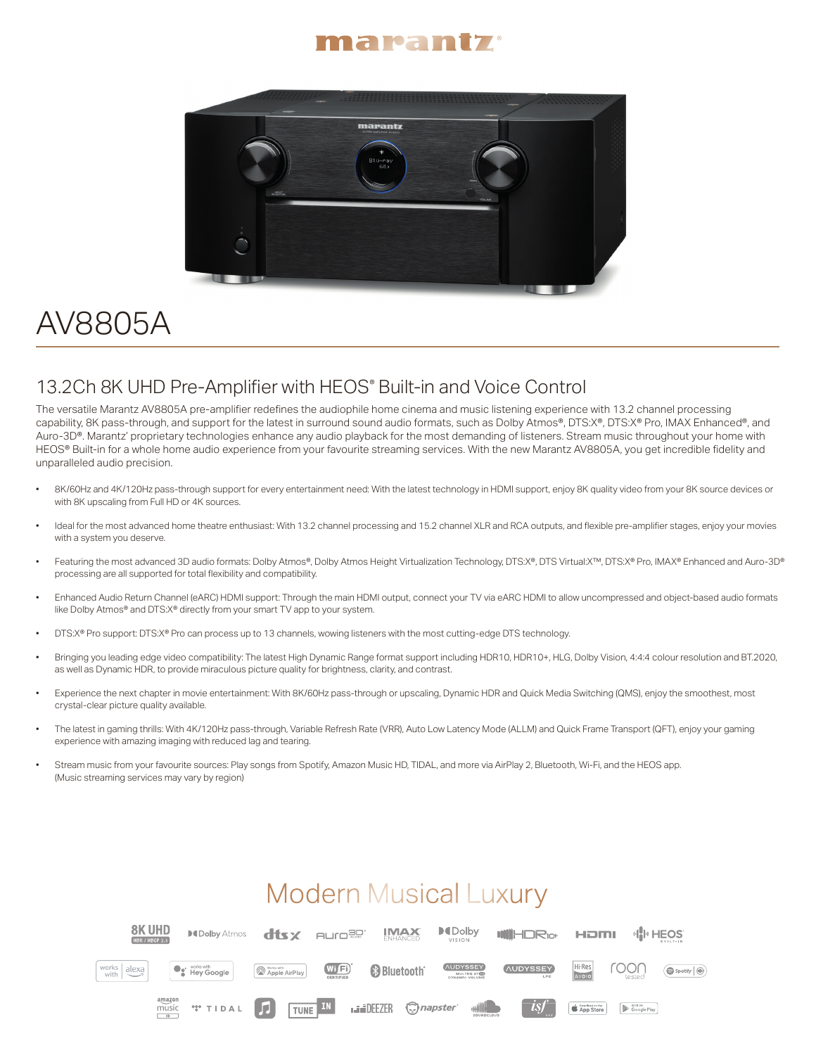# AV8805A

## 13.2Ch 8K UHD Pre-Amplifier with HEOS® Built-in and Voice Control

The versatile Marantz AV8805A pre-amplifier redefines the audiophile home cinema and music listening experience with 13.2 channel processing capability, 8K pass-through, and support for the latest in surround sound audio formats, such as Dolby Atmos®, DTS:X®, DTS:X® Pro, IMAX Enhanced®, and Auro-3D®. Marantz' proprietary technologies enhance any audio playback for the most demanding of listeners. Stream music throughout your home with HEOS® Built-in for a whole home audio experience from your favourite streaming services. With the new Marantz AV8805A, you get incredible fidelity and unparalleled audio precision.

- 8K/60Hz and 4K/120Hz pass-through support for every entertainment need: With the latest technology in HDMI support, enjoy 8K quality video from your 8K source devices or with 8K upscaling from Full HD or 4K sources.
- Ideal for the most advanced home theatre enthusiast: With 13.2 channel processing and 15.2 channel XLR and RCA outputs, and flexible pre-amplifier stages, enjoy your movies with a system you deserve.
- Featuring the most advanced 3D audio formats: Dolby Atmos®, Dolby Atmos Height Virtualization Technology, DTS:X®, DTS Virtual:X™, DTS:X® Pro, IMAX® Enhanced and Auro-3D® processing are all supported for total flexibility and compatibility.
- Enhanced Audio Return Channel (eARC) HDMI support: Through the main HDMI output, connect your TV via eARC HDMI to allow uncompressed and object-based audio formats like Dolby Atmos® and DTS:X® directly from your smart TV app to your system.
- DTS:X® Pro support: DTS:X® Pro can process up to 13 channels, wowing listeners with the most cutting-edge DTS technology.
- Bringing you leading edge video compatibility: The latest High Dynamic Range format support including HDR10, HDR10+, HLG, Dolby Vision, 4:4:4 colour resolution and BT.2020, as well as Dynamic HDR, to provide miraculous picture quality for brightness, clarity, and contrast.
- Experience the next chapter in movie entertainment: With 8K/60Hz pass-through or upscaling, Dynamic HDR and Quick Media Switching (QMS), enjoy the smoothest, most crystal-clear picture quality available.
- The latest in gaming thrills: With 4K/120Hz pass-through, Variable Refresh Rate (VRR), Auto Low Latency Mode (ALLM) and Quick Frame Transport (QFT), enjoy your gaming experience with amazing imaging with reduced lag and tearing.
- Stream music from your favourite sources: Play songs from Spotify, Amazon Music HD, TIDAL, and more via AirPlay 2, Bluetooth, Wi-Fi, and the HEOS app. (Music streaming services may vary by region)

## Modern Musical Luxury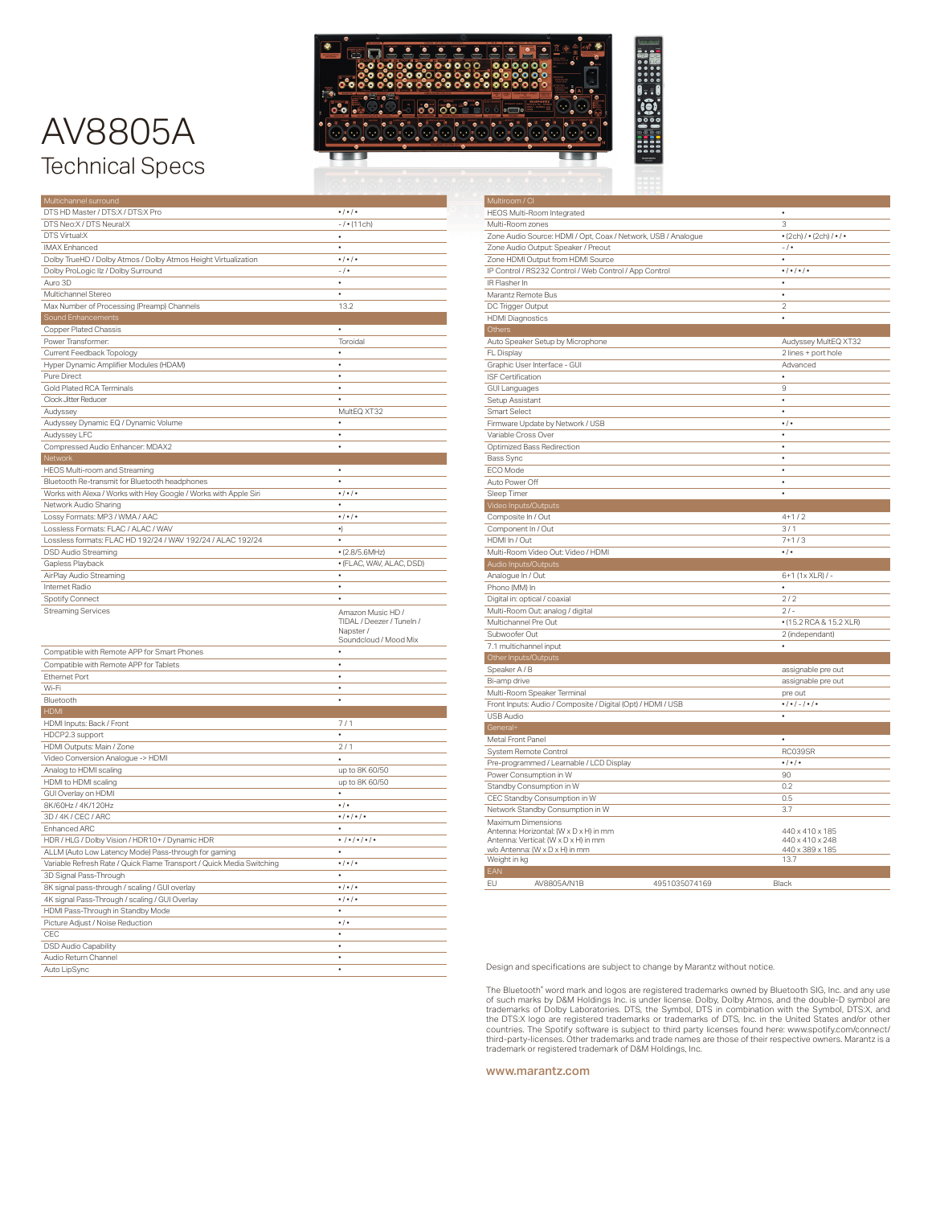# AV8805A

## Technical Specs

| | |
|---|---|
| **Multichannel surround** | |
| DTS HD Master / DTS:X / DTS:X Pro | • / • / • |
| DTS Neo:X / DTS Neural:X | - / • (11ch) |
| DTS Virtual:X | • |
| IMAX Enhanced | • |
| Dolby TrueHD / Dolby Atmos / Dolby Atmos Height Virtualization | • / • / • |
| Dolby ProLogic IIz / Dolby Surround | - / • |
| Auro 3D | • |
| Multichannel Stereo | • |
| Max Number of Processing (Preamp) Channels | 13.2 |
| **Sound Enhancements** | |
| Copper Plated Chassis | • |
| Power Transformer: | Toroidal |
| Current Feedback Topology | • |
| Hyper Dynamic Amplifier Modules (HDAM) | • |
| Pure Direct | • |
| Gold Plated RCA Terminals | • |
| Clock Jitter Reducer | • |
| Audyssey | MultEQ XT32 |
| Audyssey Dynamic EQ / Dynamic Volume | • |
| Audyssey LFC | • |
| Compressed Audio Enhancer: MDAX2 | • |
| **Network** | |
| HEOS Multi-room and Streaming | • |
| Bluetooth Re-transmit for Bluetooth headphones | • |
| Works with Alexa / Works with Hey Google / Works with Apple Siri | • / • / • |
| Network Audio Sharing | • |
| Lossy Formats: MP3 / WMA / AAC | • / • / • |
| Lossless Formats: FLAC / ALAC / WAV | •) |
| Lossless formats: FLAC HD 192/24 / WAV 192/24 / ALAC 192/24 | • |
| DSD Audio Streaming | • (2.8/5.6MHz) |
| Gapless Playback | • (FLAC, WAV, ALAC, DSD) |
| AirPlay Audio Streaming | • |
| Internet Radio | • |
| Spotify Connect | • |
| Streaming Services | Amazon Music HD / TIDAL / Deezer / TuneIn / Napster / Soundcloud / Mood Mix |
| Compatible with Remote APP for Smart Phones | • |
| Compatible with Remote APP for Tablets | • |
| Ethernet Port | • |
| Wi-Fi | • |
| Bluetooth | • |
| **HDMI** | |
| HDMI Inputs: Back / Front | 7 / 1 |
| HDCP2.3 support | • |
| HDMI Outputs: Main / Zone | 2 / 1 |
| Video Conversion Analogue -> HDMI | • |
| Analog to HDMI scaling | up to 8K 60/50 |
| HDMI to HDMI scaling | up to 8K 60/50 |
| GUI Overlay on HDMI | • |
| 8K/60Hz / 4K/120Hz | • / • |
| 3D / 4K / CEC / ARC | • / • / • / • |
| Enhanced ARC | • |
| HDR / HLG / Dolby Vision / HDR10+ / Dynamic HDR | • / • / • / • / • |
| ALLM (Auto Low Latency Mode) Pass-through for gaming | • |
| Variable Refresh Rate / Quick Frame Transport / Quick Media Switching | • / • / • |
| 3D Signal Pass-Through | • |
| 8K signal pass-through / scaling / GUI overlay | • / • / • |
| 4K signal Pass-Through / scaling / GUI Overlay | • / • / • |
| HDMI Pass-Through in Standby Mode | • |
| Picture Adjust / Noise Reduction | • / • |
| CEC | • |
| DSD Audio Capability | • |
| Audio Return Channel | • |
| Auto LipSync | • |

| | |
|---|---|
| **Multiroom / CI** | |
| HEOS Multi-Room Integrated | • |
| Multi-Room zones | 3 |
| Zone Audio Source: HDMI / Opt, Coax / Network, USB / Analogue | • (2ch) / • (2ch) / • / • |
| Zone Audio Output: Speaker / Preout | - / • |
| Zone HDMI Output from HDMI Source | • |
| IP Control / RS232 Control / Web Control / App Control | • / • / • / • |
| IR Flasher In | • |
| Marantz Remote Bus | • |
| DC Trigger Output | 2 |
| HDMI Diagnostics | • |
| **Others** | |
| Auto Speaker Setup by Microphone | Audyssey MultEQ XT32 |
| FL Display | 2 lines + port hole |
| Graphic User Interface - GUI | Advanced |
| ISF Certification | • |
| GUI Languages | 9 |
| Setup Assistant | • |
| Smart Select | • |
| Firmware Update by Network / USB | • / • |
| Variable Cross Over | • |
| Optimized Bass Redirection | • |
| Bass Sync | • |
| ECO Mode | • |
| Auto Power Off | • |
| Sleep Timer | • |
| **Video Inputs/Outputs** | |
| Composite In / Out | 4+1 / 2 |
| Component In / Out | 3 / 1 |
| HDMI In / Out | 7+1 / 3 |
| Multi-Room Video Out: Video / HDMI | • / • |
| **Audio Inputs/Outputs** | |
| Analogue In / Out | 6+1 (1x XLR) / - |
| Phono (MM) In | • |
| Digital in: optical / coaxial | 2 / 2 |
| Multi-Room Out: analog / digital | 2 / - |
| Multichannel Pre Out | • (15.2 RCA & 15.2 XLR) |
| Subwoofer Out | 2 (independant) |
| 7.1 multichannel input | • |
| **Other Inputs/Outputs** | |
| Speaker A / B | assignable pre out |
| Bi-amp drive | assignable pre out |
| Multi-Room Speaker Terminal | pre out |
| Front Inputs: Audio / Composite / Digital (Opt) / HDMI / USB | • / • / - / • / • |
| USB Audio | • |
| **General~** | |
| Metal Front Panel | • |
| System Remote Control | RC039SR |
| Pre-programmed / Learnable / LCD Display | • / • / • |
| Power Consumption in W | 90 |
| Standby Consumption in W | 0.2 |
| CEC Standby Consumption in W | 0.5 |
| Network Standby Consumption in W | 3.7 |
| Maximum Dimensions<br>Antenna: Horizontal: (W x D x H) in mm<br>Antenna: Vertical: (W x D x H) in mm<br>w/o Antenna: (W x D x H) in mm | <br>440 x 410 x 185<br>440 x 410 x 248<br>440 x 389 x 185 |
| Weight in kg | 13.7 |

| | | | |
|---|---|---|---|
| **EAN** | | | |
| EU | AV8805A/N1B | 4951035074169 | Black |

Design and specifications are subject to change by Marantz without notice.

The Bluetooth® word mark and logos are registered trademarks owned by Bluetooth SIG, Inc. and any use of such marks by D&M Holdings Inc. is under license. Dolby, Dolby Atmos, and the double-D symbol are trademarks of Dolby Laboratories. DTS, the Symbol, DTS in combination with the Symbol, DTS:X, and the DTS:X logo are registered trademarks or trademarks of DTS, Inc. in the United States and/or other countries. The Spotify software is subject to third party licenses found here: www.spotify.com/connect/third-party-licenses. Other trademarks and trade names are those of their respective owners. Marantz is a trademark or registered trademark of D&M Holdings, Inc.

www.marantz.com